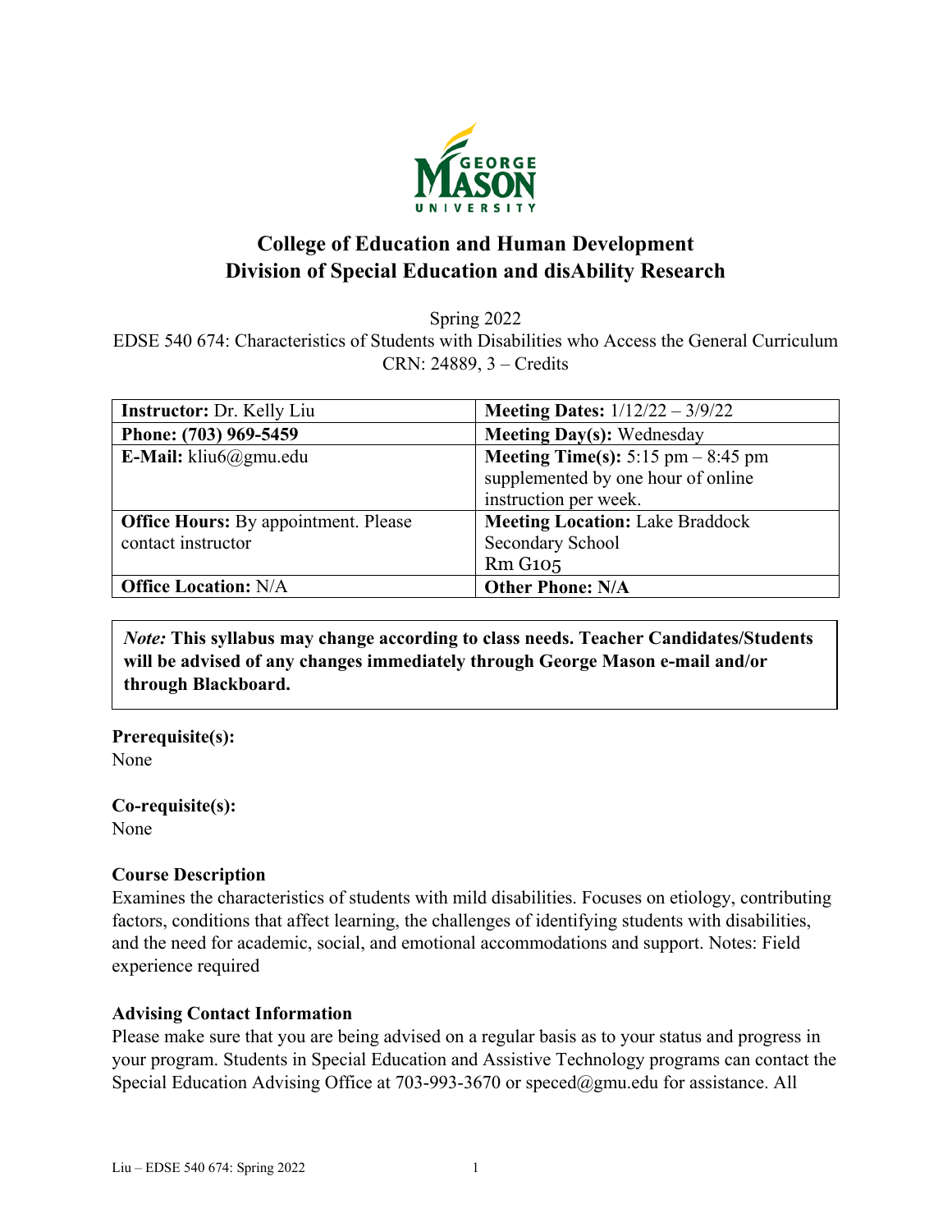# College of Education and Human Development
# Division of Special Education and disAbility Research

Spring 2022
EDSE 540 674: Characteristics of Students with Disabilities who Access the General Curriculum
CRN: 24889, 3 – Credits

| **Instructor:** Dr. Kelly Liu | **Meeting Dates:** 1/12/22 – 3/9/22 |
|---|---|
| **Phone: (703) 969-5459** | **Meeting Day(s):** Wednesday |
| **E-Mail:** kliu6@gmu.edu | **Meeting Time(s):** 5:15 pm – 8:45 pm supplemented by one hour of online instruction per week. |
| **Office Hours:** By appointment. Please contact instructor | **Meeting Location:** Lake Braddock Secondary School Rm G105 |
| **Office Location:** N/A | **Other Phone: N/A** |

> *Note:* **This syllabus may change according to class needs. Teacher Candidates/Students will be advised of any changes immediately through George Mason e-mail and/or through Blackboard.**

**Prerequisite(s):**
None

**Co-requisite(s):**
None

**Course Description**
Examines the characteristics of students with mild disabilities. Focuses on etiology, contributing factors, conditions that affect learning, the challenges of identifying students with disabilities, and the need for academic, social, and emotional accommodations and support. Notes: Field experience required

**Advising Contact Information**
Please make sure that you are being advised on a regular basis as to your status and progress in your program. Students in Special Education and Assistive Technology programs can contact the Special Education Advising Office at 703-993-3670 or speced@gmu.edu for assistance. All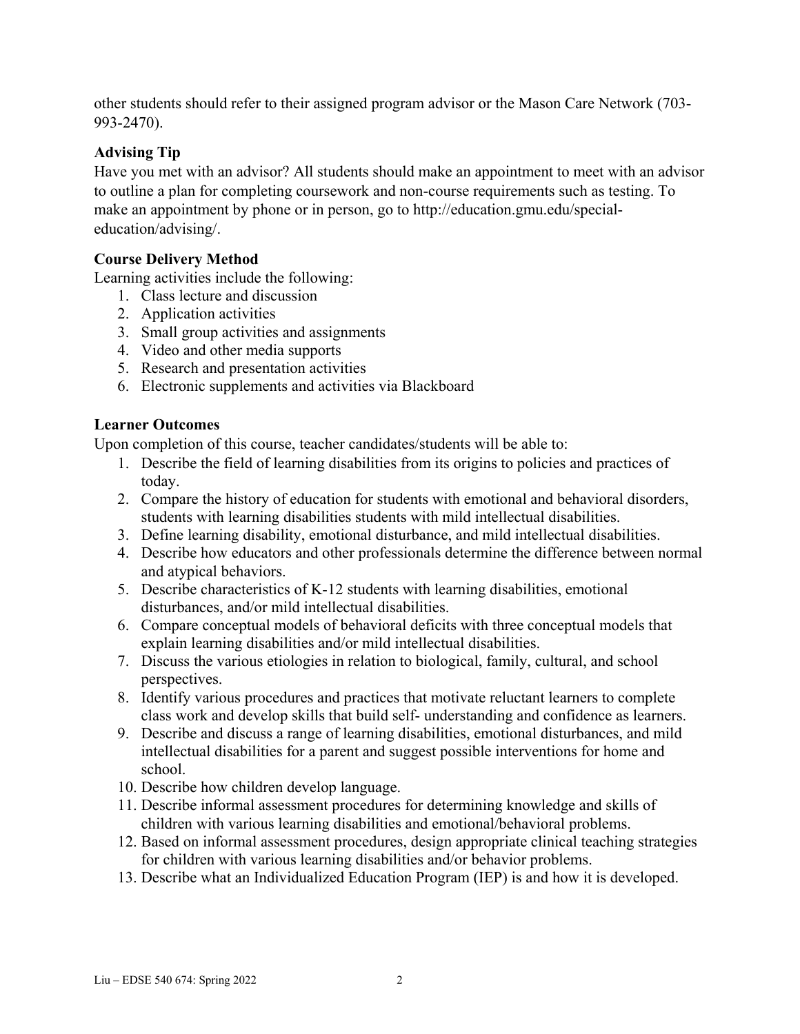other students should refer to their assigned program advisor or the Mason Care Network (703-993-2470).

**Advising Tip**

Have you met with an advisor? All students should make an appointment to meet with an advisor to outline a plan for completing coursework and non-course requirements such as testing. To make an appointment by phone or in person, go to http://education.gmu.edu/special-education/advising/.

**Course Delivery Method**

Learning activities include the following:

1. Class lecture and discussion
2. Application activities
3. Small group activities and assignments
4. Video and other media supports
5. Research and presentation activities
6. Electronic supplements and activities via Blackboard

**Learner Outcomes**

Upon completion of this course, teacher candidates/students will be able to:

1. Describe the field of learning disabilities from its origins to policies and practices of today.
2. Compare the history of education for students with emotional and behavioral disorders, students with learning disabilities students with mild intellectual disabilities.
3. Define learning disability, emotional disturbance, and mild intellectual disabilities.
4. Describe how educators and other professionals determine the difference between normal and atypical behaviors.
5. Describe characteristics of K-12 students with learning disabilities, emotional disturbances, and/or mild intellectual disabilities.
6. Compare conceptual models of behavioral deficits with three conceptual models that explain learning disabilities and/or mild intellectual disabilities.
7. Discuss the various etiologies in relation to biological, family, cultural, and school perspectives.
8. Identify various procedures and practices that motivate reluctant learners to complete class work and develop skills that build self- understanding and confidence as learners.
9. Describe and discuss a range of learning disabilities, emotional disturbances, and mild intellectual disabilities for a parent and suggest possible interventions for home and school.
10. Describe how children develop language.
11. Describe informal assessment procedures for determining knowledge and skills of children with various learning disabilities and emotional/behavioral problems.
12. Based on informal assessment procedures, design appropriate clinical teaching strategies for children with various learning disabilities and/or behavior problems.
13. Describe what an Individualized Education Program (IEP) is and how it is developed.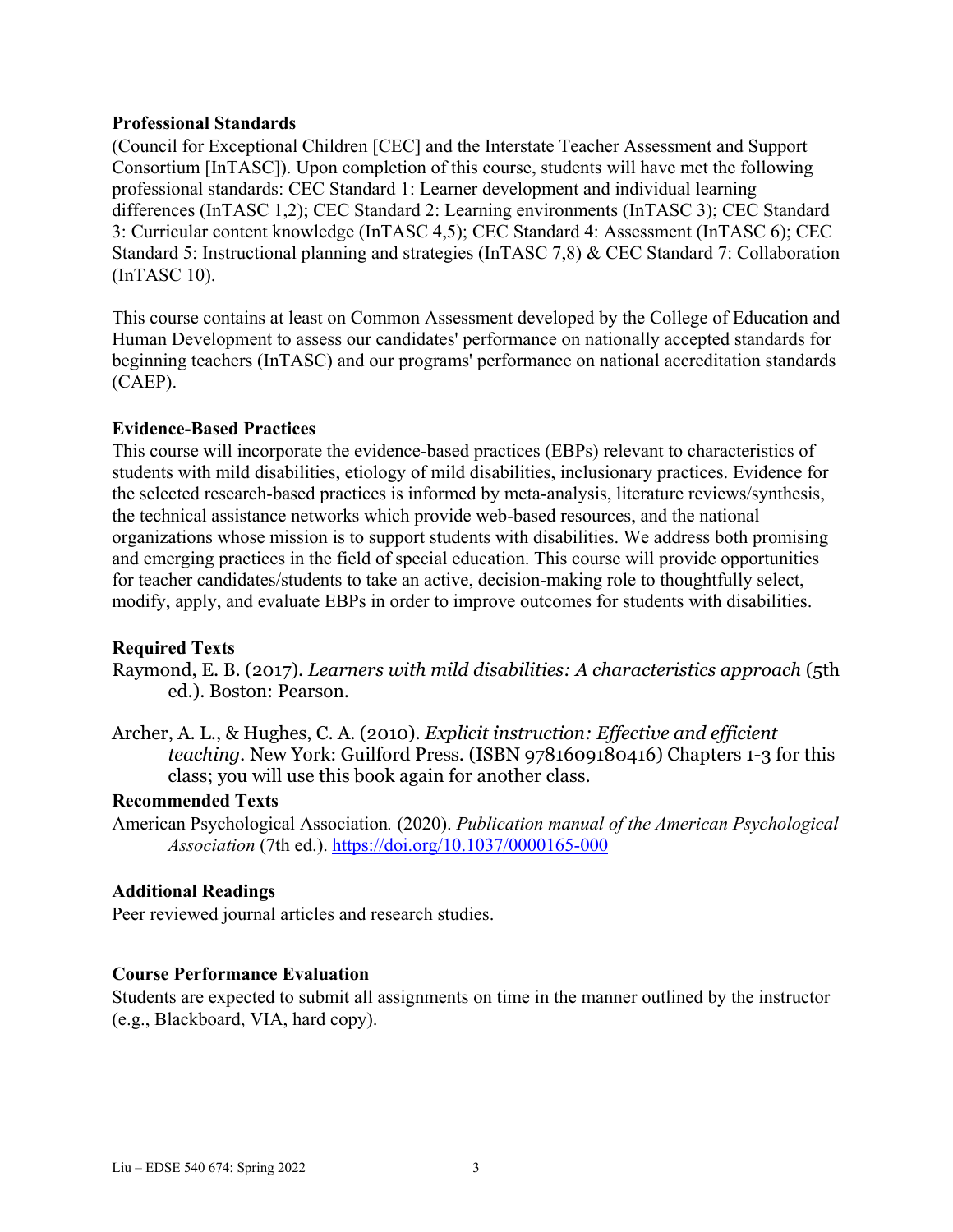**Professional Standards**
(Council for Exceptional Children [CEC] and the Interstate Teacher Assessment and Support Consortium [InTASC]). Upon completion of this course, students will have met the following professional standards: CEC Standard 1: Learner development and individual learning differences (InTASC 1,2); CEC Standard 2: Learning environments (InTASC 3); CEC Standard 3: Curricular content knowledge (InTASC 4,5); CEC Standard 4: Assessment (InTASC 6); CEC Standard 5: Instructional planning and strategies (InTASC 7,8) & CEC Standard 7: Collaboration (InTASC 10).

This course contains at least on Common Assessment developed by the College of Education and Human Development to assess our candidates' performance on nationally accepted standards for beginning teachers (InTASC) and our programs' performance on national accreditation standards (CAEP).

**Evidence-Based Practices**
This course will incorporate the evidence-based practices (EBPs) relevant to characteristics of students with mild disabilities, etiology of mild disabilities, inclusionary practices. Evidence for the selected research-based practices is informed by meta-analysis, literature reviews/synthesis, the technical assistance networks which provide web-based resources, and the national organizations whose mission is to support students with disabilities. We address both promising and emerging practices in the field of special education. This course will provide opportunities for teacher candidates/students to take an active, decision-making role to thoughtfully select, modify, apply, and evaluate EBPs in order to improve outcomes for students with disabilities.

**Required Texts**

Raymond, E. B. (2017). *Learners with mild disabilities: A characteristics approach* (5th ed.). Boston: Pearson.

Archer, A. L., & Hughes, C. A. (2010). *Explicit instruction: Effective and efficient teaching*. New York: Guilford Press. (ISBN 9781609180416) Chapters 1-3 for this class; you will use this book again for another class.

**Recommended Texts**

American Psychological Association. (2020). *Publication manual of the American Psychological Association* (7th ed.). https://doi.org/10.1037/0000165-000

**Additional Readings**
Peer reviewed journal articles and research studies.

**Course Performance Evaluation**
Students are expected to submit all assignments on time in the manner outlined by the instructor (e.g., Blackboard, VIA, hard copy).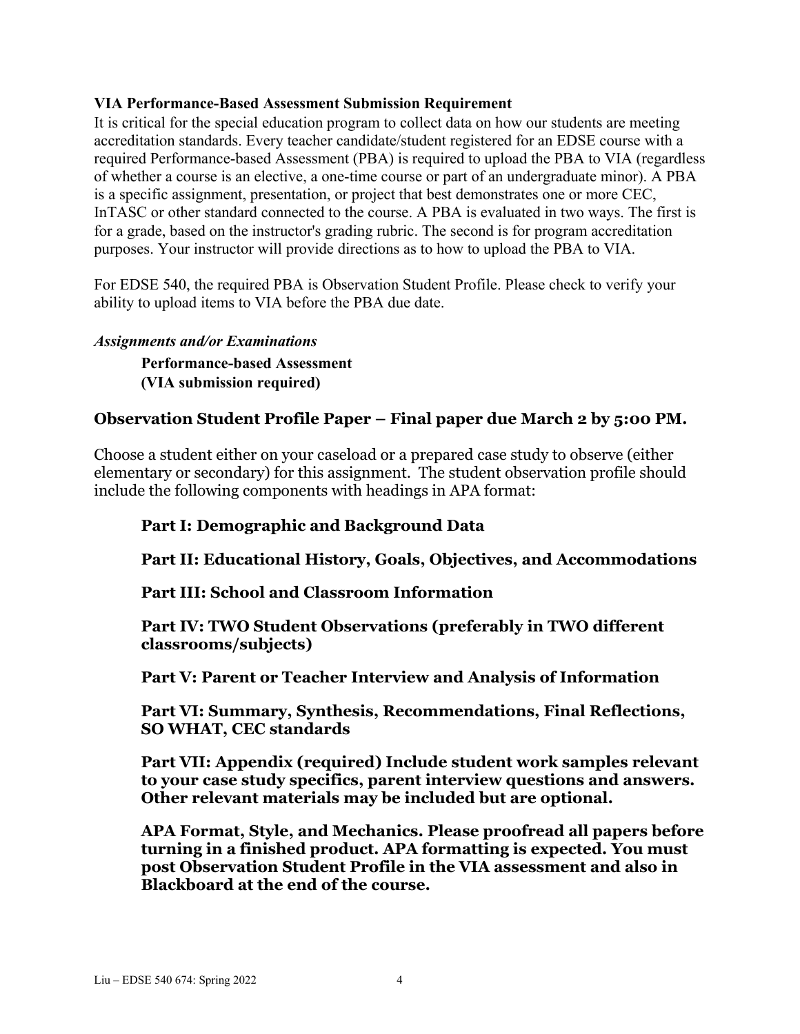**VIA Performance-Based Assessment Submission Requirement**

It is critical for the special education program to collect data on how our students are meeting accreditation standards. Every teacher candidate/student registered for an EDSE course with a required Performance-based Assessment (PBA) is required to upload the PBA to VIA (regardless of whether a course is an elective, a one-time course or part of an undergraduate minor). A PBA is a specific assignment, presentation, or project that best demonstrates one or more CEC, InTASC or other standard connected to the course. A PBA is evaluated in two ways. The first is for a grade, based on the instructor's grading rubric. The second is for program accreditation purposes. Your instructor will provide directions as to how to upload the PBA to VIA.

For EDSE 540, the required PBA is Observation Student Profile. Please check to verify your ability to upload items to VIA before the PBA due date.

***Assignments and/or Examinations***

**Performance-based Assessment**
**(VIA submission required)**

### Observation Student Profile Paper – Final paper due March 2 by 5:00 PM.

Choose a student either on your caseload or a prepared case study to observe (either elementary or secondary) for this assignment. The student observation profile should include the following components with headings in APA format:

**Part I: Demographic and Background Data**

**Part II: Educational History, Goals, Objectives, and Accommodations**

**Part III: School and Classroom Information**

**Part IV: TWO Student Observations (preferably in TWO different classrooms/subjects)**

**Part V: Parent or Teacher Interview and Analysis of Information**

**Part VI: Summary, Synthesis, Recommendations, Final Reflections, SO WHAT, CEC standards**

**Part VII: Appendix (required) Include student work samples relevant to your case study specifics, parent interview questions and answers. Other relevant materials may be included but are optional.**

**APA Format, Style, and Mechanics. Please proofread all papers before turning in a finished product. APA formatting is expected. You must post Observation Student Profile in the VIA assessment and also in Blackboard at the end of the course.**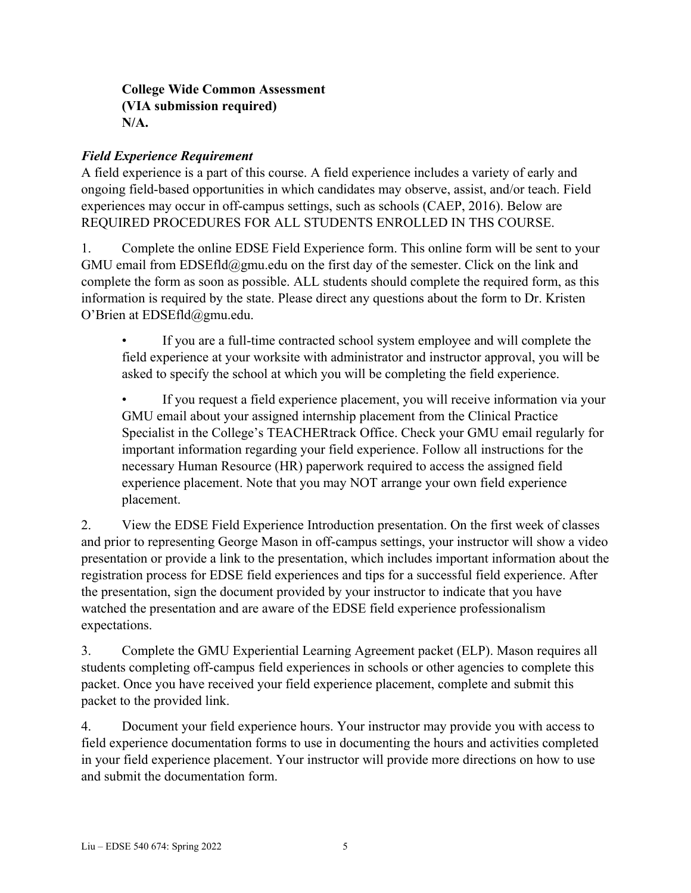**College Wide Common Assessment**
**(VIA submission required)**
**N/A.**

***Field Experience Requirement***

A field experience is a part of this course. A field experience includes a variety of early and ongoing field-based opportunities in which candidates may observe, assist, and/or teach. Field experiences may occur in off-campus settings, such as schools (CAEP, 2016). Below are REQUIRED PROCEDURES FOR ALL STUDENTS ENROLLED IN THS COURSE.

1. Complete the online EDSE Field Experience form. This online form will be sent to your GMU email from EDSEfld@gmu.edu on the first day of the semester. Click on the link and complete the form as soon as possible. ALL students should complete the required form, as this information is required by the state. Please direct any questions about the form to Dr. Kristen O'Brien at EDSEfld@gmu.edu.

   - If you are a full-time contracted school system employee and will complete the field experience at your worksite with administrator and instructor approval, you will be asked to specify the school at which you will be completing the field experience.

   - If you request a field experience placement, you will receive information via your GMU email about your assigned internship placement from the Clinical Practice Specialist in the College's TEACHERtrack Office. Check your GMU email regularly for important information regarding your field experience. Follow all instructions for the necessary Human Resource (HR) paperwork required to access the assigned field experience placement. Note that you may NOT arrange your own field experience placement.

2. View the EDSE Field Experience Introduction presentation. On the first week of classes and prior to representing George Mason in off-campus settings, your instructor will show a video presentation or provide a link to the presentation, which includes important information about the registration process for EDSE field experiences and tips for a successful field experience. After the presentation, sign the document provided by your instructor to indicate that you have watched the presentation and are aware of the EDSE field experience professionalism expectations.

3. Complete the GMU Experiential Learning Agreement packet (ELP). Mason requires all students completing off-campus field experiences in schools or other agencies to complete this packet. Once you have received your field experience placement, complete and submit this packet to the provided link.

4. Document your field experience hours. Your instructor may provide you with access to field experience documentation forms to use in documenting the hours and activities completed in your field experience placement. Your instructor will provide more directions on how to use and submit the documentation form.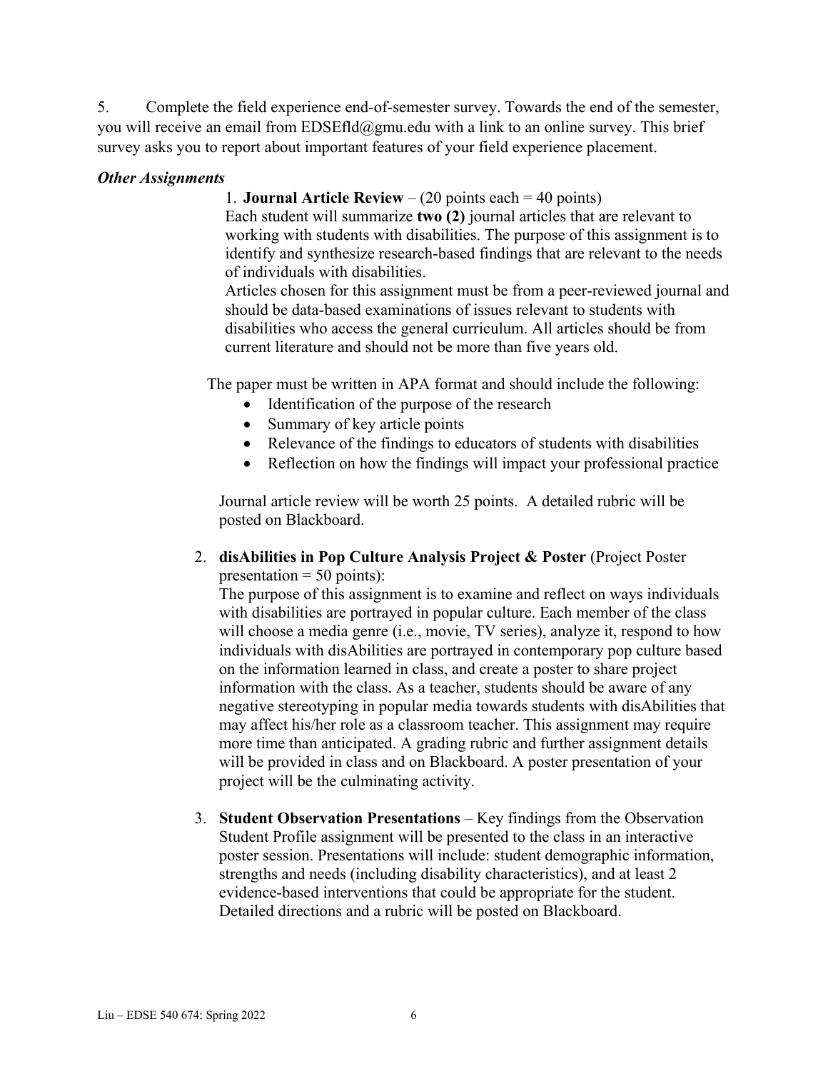5. Complete the field experience end-of-semester survey. Towards the end of the semester, you will receive an email from EDSEfld@gmu.edu with a link to an online survey. This brief survey asks you to report about important features of your field experience placement.

***Other Assignments***

1. **Journal Article Review** – (20 points each = 40 points)
   Each student will summarize **two (2)** journal articles that are relevant to working with students with disabilities. The purpose of this assignment is to identify and synthesize research-based findings that are relevant to the needs of individuals with disabilities.
   Articles chosen for this assignment must be from a peer-reviewed journal and should be data-based examinations of issues relevant to students with disabilities who access the general curriculum. All articles should be from current literature and should not be more than five years old.

   The paper must be written in APA format and should include the following:
   - Identification of the purpose of the research
   - Summary of key article points
   - Relevance of the findings to educators of students with disabilities
   - Reflection on how the findings will impact your professional practice

   Journal article review will be worth 25 points. A detailed rubric will be posted on Blackboard.

2. **disAbilities in Pop Culture Analysis Project & Poster** (Project Poster presentation = 50 points):
   The purpose of this assignment is to examine and reflect on ways individuals with disabilities are portrayed in popular culture. Each member of the class will choose a media genre (i.e., movie, TV series), analyze it, respond to how individuals with disAbilities are portrayed in contemporary pop culture based on the information learned in class, and create a poster to share project information with the class. As a teacher, students should be aware of any negative stereotyping in popular media towards students with disAbilities that may affect his/her role as a classroom teacher. This assignment may require more time than anticipated. A grading rubric and further assignment details will be provided in class and on Blackboard. A poster presentation of your project will be the culminating activity.

3. **Student Observation Presentations** – Key findings from the Observation Student Profile assignment will be presented to the class in an interactive poster session. Presentations will include: student demographic information, strengths and needs (including disability characteristics), and at least 2 evidence-based interventions that could be appropriate for the student. Detailed directions and a rubric will be posted on Blackboard.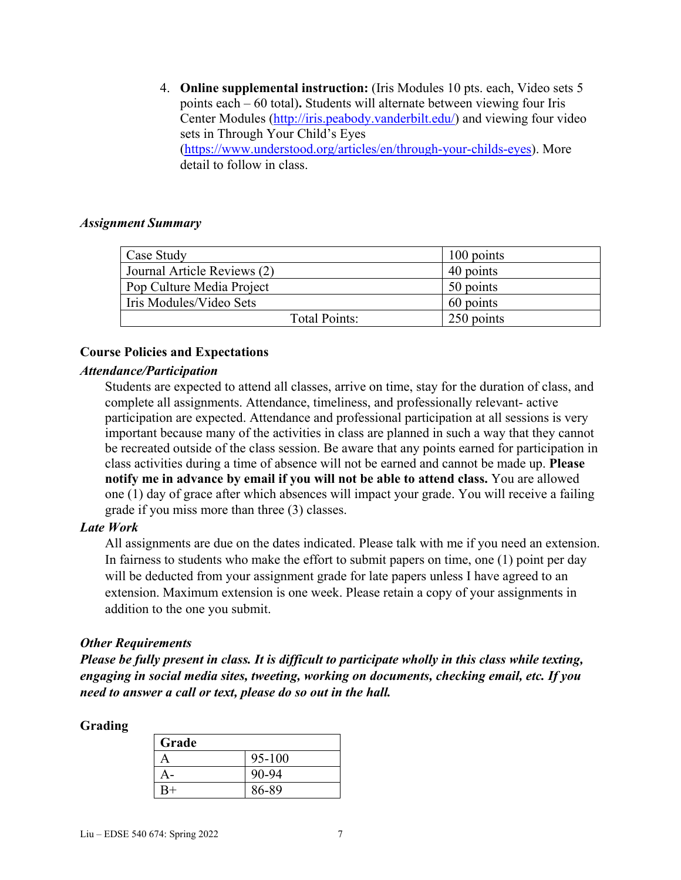4. **Online supplemental instruction:** (Iris Modules 10 pts. each, Video sets 5 points each – 60 total)**.** Students will alternate between viewing four Iris Center Modules (http://iris.peabody.vanderbilt.edu/) and viewing four video sets in Through Your Child's Eyes (https://www.understood.org/articles/en/through-your-childs-eyes). More detail to follow in class.

### *Assignment Summary*

| | |
|---|---|
| Case Study | 100 points |
| Journal Article Reviews (2) | 40 points |
| Pop Culture Media Project | 50 points |
| Iris Modules/Video Sets | 60 points |
| Total Points: | 250 points |

## Course Policies and Expectations

### *Attendance/Participation*

Students are expected to attend all classes, arrive on time, stay for the duration of class, and complete all assignments. Attendance, timeliness, and professionally relevant- active participation are expected. Attendance and professional participation at all sessions is very important because many of the activities in class are planned in such a way that they cannot be recreated outside of the class session. Be aware that any points earned for participation in class activities during a time of absence will not be earned and cannot be made up. **Please notify me in advance by email if you will not be able to attend class.** You are allowed one (1) day of grace after which absences will impact your grade. You will receive a failing grade if you miss more than three (3) classes.

### *Late Work*

All assignments are due on the dates indicated. Please talk with me if you need an extension. In fairness to students who make the effort to submit papers on time, one (1) point per day will be deducted from your assignment grade for late papers unless I have agreed to an extension. Maximum extension is one week. Please retain a copy of your assignments in addition to the one you submit.

### *Other Requirements*

***Please be fully present in class. It is difficult to participate wholly in this class while texting, engaging in social media sites, tweeting, working on documents, checking email, etc. If you need to answer a call or text, please do so out in the hall.***

## Grading

| Grade | |
|---|---|
| A | 95-100 |
| A- | 90-94 |
| B+ | 86-89 |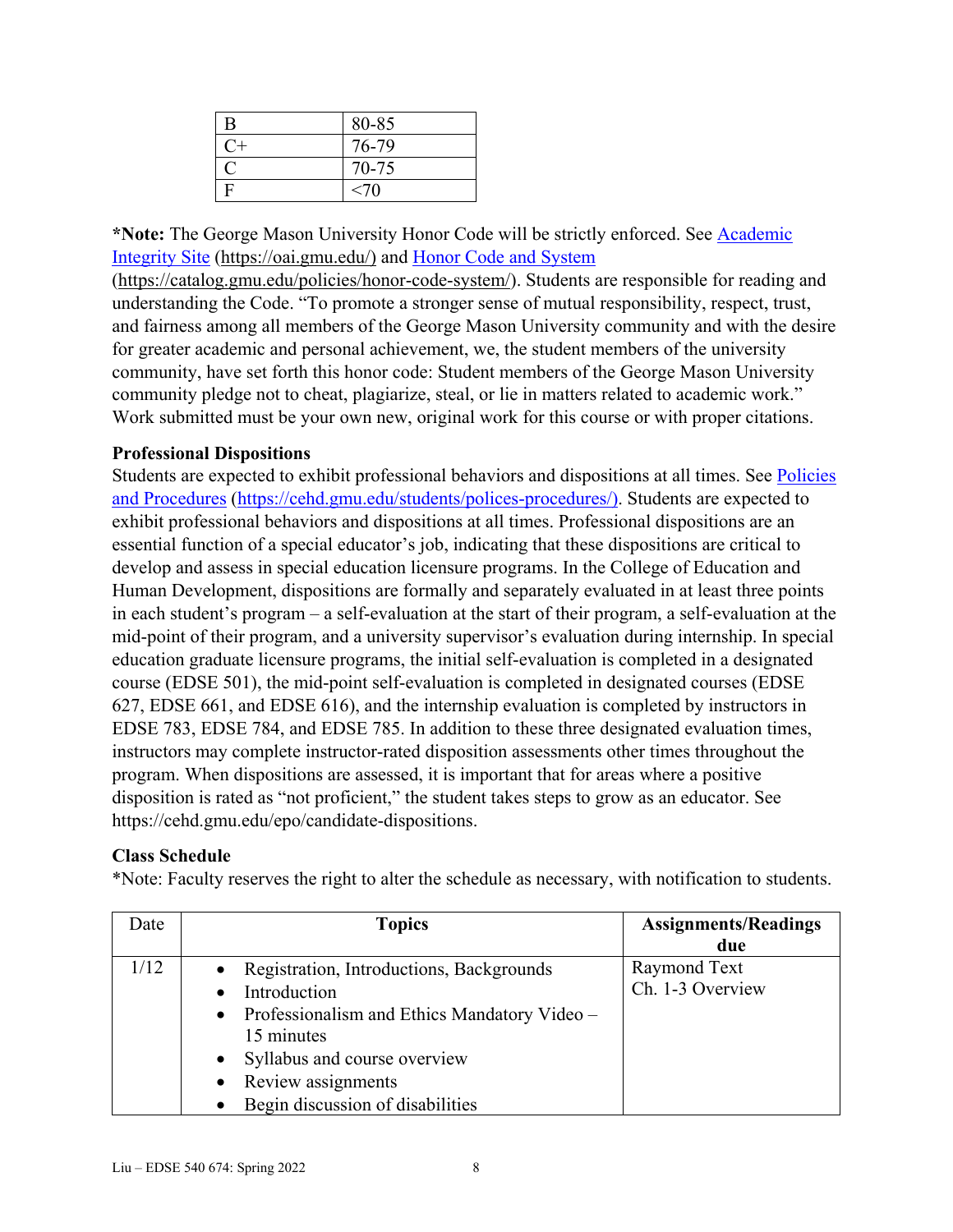| B | 80-85 |
| --- | --- |
| C+ | 76-79 |
| C | 70-75 |
| F | <70 |

***Note:** The George Mason University Honor Code will be strictly enforced. See [Academic Integrity Site](https://oai.gmu.edu/) (https://oai.gmu.edu/) and [Honor Code and System](https://catalog.gmu.edu/policies/honor-code-system/) (https://catalog.gmu.edu/policies/honor-code-system/). Students are responsible for reading and understanding the Code. "To promote a stronger sense of mutual responsibility, respect, trust, and fairness among all members of the George Mason University community and with the desire for greater academic and personal achievement, we, the student members of the university community, have set forth this honor code: Student members of the George Mason University community pledge not to cheat, plagiarize, steal, or lie in matters related to academic work." Work submitted must be your own new, original work for this course or with proper citations.

**Professional Dispositions**

Students are expected to exhibit professional behaviors and dispositions at all times. See [Policies and Procedures](https://cehd.gmu.edu/students/polices-procedures/) (https://cehd.gmu.edu/students/polices-procedures/). Students are expected to exhibit professional behaviors and dispositions at all times. Professional dispositions are an essential function of a special educator's job, indicating that these dispositions are critical to develop and assess in special education licensure programs. In the College of Education and Human Development, dispositions are formally and separately evaluated in at least three points in each student's program – a self-evaluation at the start of their program, a self-evaluation at the mid-point of their program, and a university supervisor's evaluation during internship. In special education graduate licensure programs, the initial self-evaluation is completed in a designated course (EDSE 501), the mid-point self-evaluation is completed in designated courses (EDSE 627, EDSE 661, and EDSE 616), and the internship evaluation is completed by instructors in EDSE 783, EDSE 784, and EDSE 785. In addition to these three designated evaluation times, instructors may complete instructor-rated disposition assessments other times throughout the program. When dispositions are assessed, it is important that for areas where a positive disposition is rated as "not proficient," the student takes steps to grow as an educator. See https://cehd.gmu.edu/epo/candidate-dispositions.

**Class Schedule**

*Note: Faculty reserves the right to alter the schedule as necessary, with notification to students.

| Date | Topics | Assignments/Readings due |
| --- | --- | --- |
| 1/12 | • Registration, Introductions, Backgrounds<br>• Introduction<br>• Professionalism and Ethics Mandatory Video – 15 minutes<br>• Syllabus and course overview<br>• Review assignments<br>• Begin discussion of disabilities | Raymond Text<br>Ch. 1-3 Overview |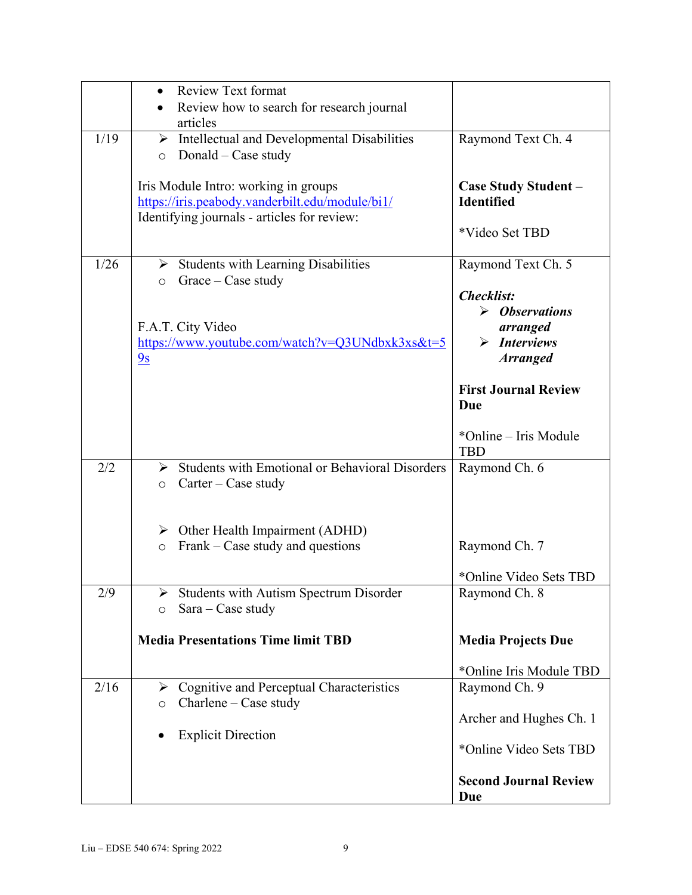| | | |
|---|---|---|
| | • Review Text format<br>• Review how to search for research journal articles | |
| 1/19 | ➢ Intellectual and Developmental Disabilities<br>○ Donald – Case study<br><br>Iris Module Intro: working in groups<br>[https://iris.peabody.vanderbilt.edu/module/bi1/](https://iris.peabody.vanderbilt.edu/module/bi1/)<br>Identifying journals - articles for review: | Raymond Text Ch. 4<br><br>**Case Study Student – Identified**<br><br>*Video Set TBD |
| 1/26 | ➢ Students with Learning Disabilities<br>○ Grace – Case study<br><br>F.A.T. City Video<br>[https://www.youtube.com/watch?v=Q3UNdbxk3xs&t=59s](https://www.youtube.com/watch?v=Q3UNdbxk3xs&t=59s) | Raymond Text Ch. 5<br><br>***Checklist:***<br>➢ ***Observations arranged***<br>➢ ***Interviews Arranged***<br><br>**First Journal Review Due**<br><br>*Online – Iris Module TBD |
| 2/2 | ➢ Students with Emotional or Behavioral Disorders<br>○ Carter – Case study<br><br>➢ Other Health Impairment (ADHD)<br>○ Frank – Case study and questions | Raymond Ch. 6<br><br>Raymond Ch. 7<br><br>*Online Video Sets TBD |
| 2/9 | ➢ Students with Autism Spectrum Disorder<br>○ Sara – Case study<br><br>**Media Presentations Time limit TBD** | Raymond Ch. 8<br><br>**Media Projects Due**<br><br>*Online Iris Module TBD |
| 2/16 | ➢ Cognitive and Perceptual Characteristics<br>○ Charlene – Case study<br><br>• Explicit Direction | Raymond Ch. 9<br><br>Archer and Hughes Ch. 1<br><br>*Online Video Sets TBD<br><br>**Second Journal Review Due** |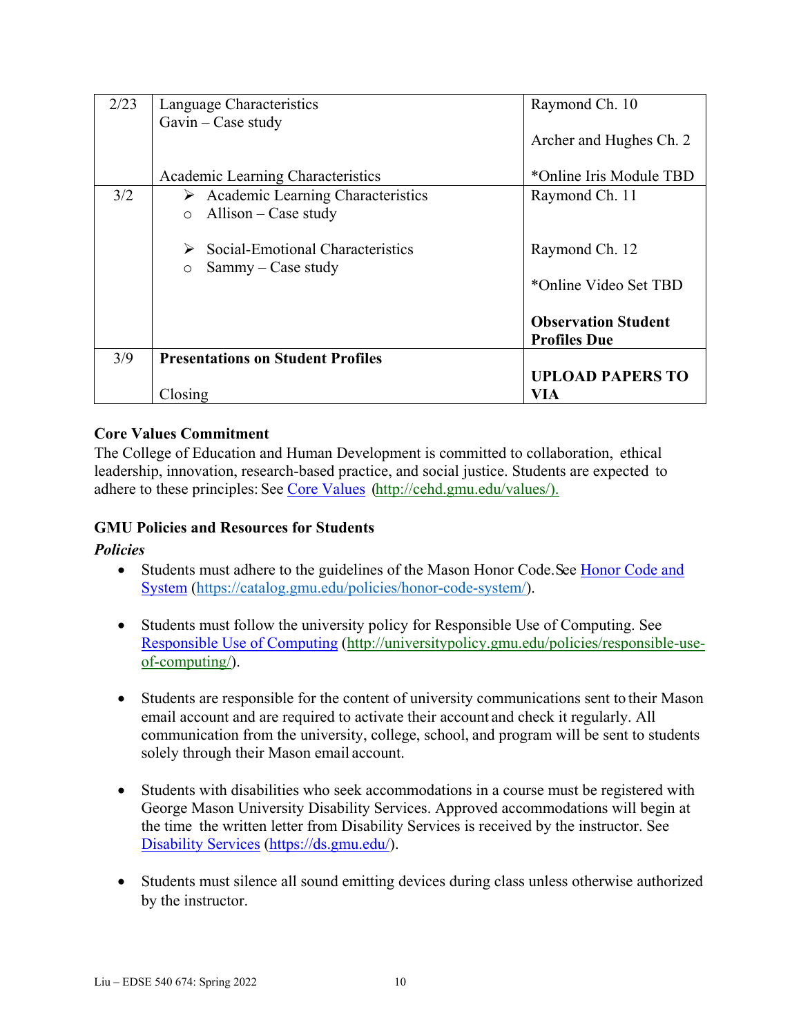| | | |
|---|---|---|
| 2/23 | Language Characteristics<br>Gavin – Case study<br><br>Academic Learning Characteristics | Raymond Ch. 10<br><br>Archer and Hughes Ch. 2<br><br>*Online Iris Module TBD |
| 3/2 | ➢ Academic Learning Characteristics<br>○ Allison – Case study<br><br>➢ Social-Emotional Characteristics<br>○ Sammy – Case study | Raymond Ch. 11<br><br>Raymond Ch. 12<br><br>*Online Video Set TBD<br><br>**Observation Student Profiles Due** |
| 3/9 | **Presentations on Student Profiles**<br><br>Closing | **UPLOAD PAPERS TO VIA** |

### Core Values Commitment

The College of Education and Human Development is committed to collaboration, ethical leadership, innovation, research-based practice, and social justice. Students are expected to adhere to these principles: See Core Values (http://cehd.gmu.edu/values/).

### GMU Policies and Resources for Students

***Policies***

- Students must adhere to the guidelines of the Mason Honor Code. See Honor Code and System (https://catalog.gmu.edu/policies/honor-code-system/).

- Students must follow the university policy for Responsible Use of Computing. See Responsible Use of Computing (http://universitypolicy.gmu.edu/policies/responsible-use-of-computing/).

- Students are responsible for the content of university communications sent to their Mason email account and are required to activate their account and check it regularly. All communication from the university, college, school, and program will be sent to students solely through their Mason email account.

- Students with disabilities who seek accommodations in a course must be registered with George Mason University Disability Services. Approved accommodations will begin at the time the written letter from Disability Services is received by the instructor. See Disability Services (https://ds.gmu.edu/).

- Students must silence all sound emitting devices during class unless otherwise authorized by the instructor.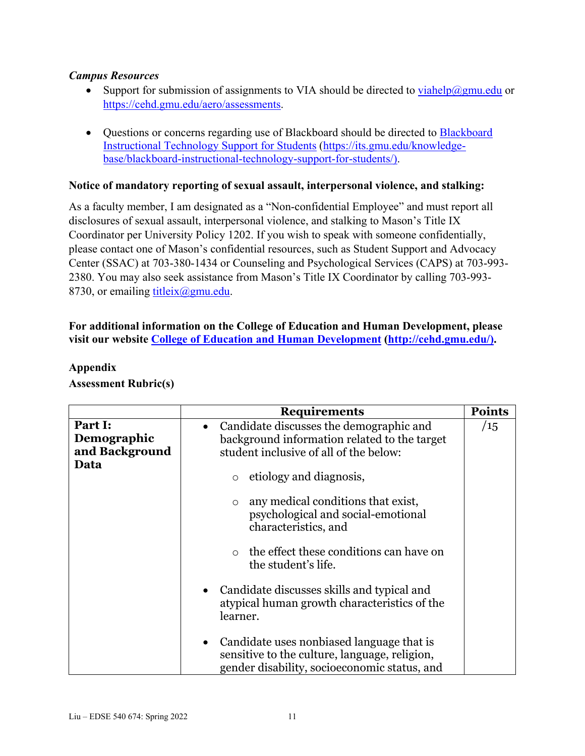***Campus Resources***

- Support for submission of assignments to VIA should be directed to [viahelp@gmu.edu](mailto:viahelp@gmu.edu) or [https://cehd.gmu.edu/aero/assessments](https://cehd.gmu.edu/aero/assessments).

- Questions or concerns regarding use of Blackboard should be directed to [Blackboard Instructional Technology Support for Students](https://its.gmu.edu/knowledge-base/blackboard-instructional-technology-support-for-students/) (https://its.gmu.edu/knowledge-base/blackboard-instructional-technology-support-for-students/).

**Notice of mandatory reporting of sexual assault, interpersonal violence, and stalking:**

As a faculty member, I am designated as a "Non-confidential Employee" and must report all disclosures of sexual assault, interpersonal violence, and stalking to Mason's Title IX Coordinator per University Policy 1202. If you wish to speak with someone confidentially, please contact one of Mason's confidential resources, such as Student Support and Advocacy Center (SSAC) at 703-380-1434 or Counseling and Psychological Services (CAPS) at 703-993-2380. You may also seek assistance from Mason's Title IX Coordinator by calling 703-993-8730, or emailing [titleix@gmu.edu](mailto:titleix@gmu.edu).

**For additional information on the College of Education and Human Development, please visit our website [College of Education and Human Development](http://cehd.gmu.edu/) (http://cehd.gmu.edu/).**

**Appendix**

**Assessment Rubric(s)**

| | Requirements | Points |
|---|---|---|
| **Part I: Demographic and Background Data** | • Candidate discusses the demographic and background information related to the target student inclusive of all of the below:<br>○ etiology and diagnosis,<br>○ any medical conditions that exist, psychological and social-emotional characteristics, and<br>○ the effect these conditions can have on the student's life.<br>• Candidate discusses skills and typical and atypical human growth characteristics of the learner.<br>• Candidate uses nonbiased language that is sensitive to the culture, language, religion, gender disability, socioeconomic status, and | /15 |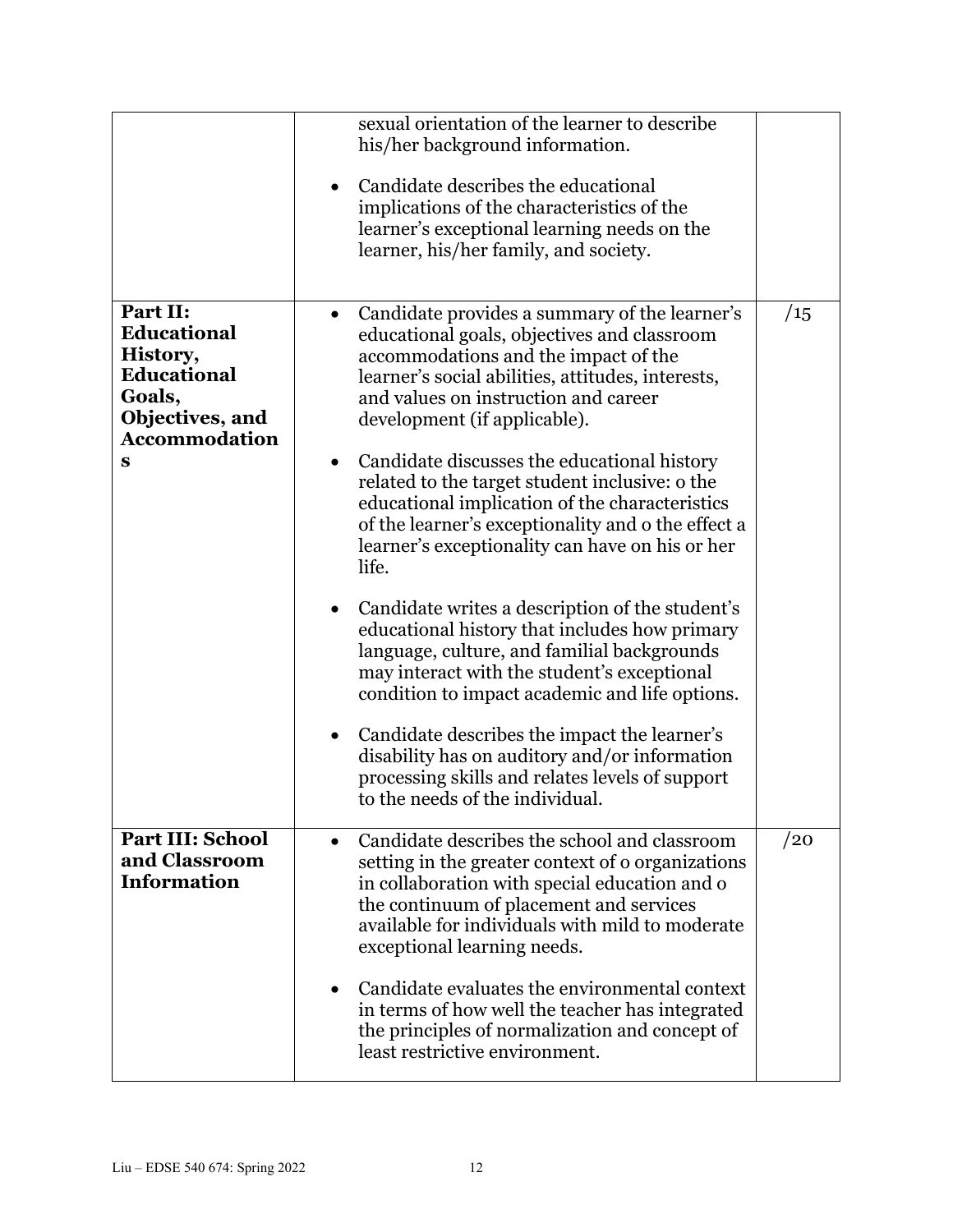| | | |
|---|---|---|
| | sexual orientation of the learner to describe his/her background information.<br><br>• Candidate describes the educational implications of the characteristics of the learner's exceptional learning needs on the learner, his/her family, and society. | |
| **Part II: Educational History, Educational Goals, Objectives, and Accommodations** | • Candidate provides a summary of the learner's educational goals, objectives and classroom accommodations and the impact of the learner's social abilities, attitudes, interests, and values on instruction and career development (if applicable).<br><br>• Candidate discusses the educational history related to the target student inclusive: o the educational implication of the characteristics of the learner's exceptionality and o the effect a learner's exceptionality can have on his or her life.<br><br>• Candidate writes a description of the student's educational history that includes how primary language, culture, and familial backgrounds may interact with the student's exceptional condition to impact academic and life options.<br><br>• Candidate describes the impact the learner's disability has on auditory and/or information processing skills and relates levels of support to the needs of the individual. | /15 |
| **Part III: School and Classroom Information** | • Candidate describes the school and classroom setting in the greater context of o organizations in collaboration with special education and o the continuum of placement and services available for individuals with mild to moderate exceptional learning needs.<br><br>• Candidate evaluates the environmental context in terms of how well the teacher has integrated the principles of normalization and concept of least restrictive environment. | /20 |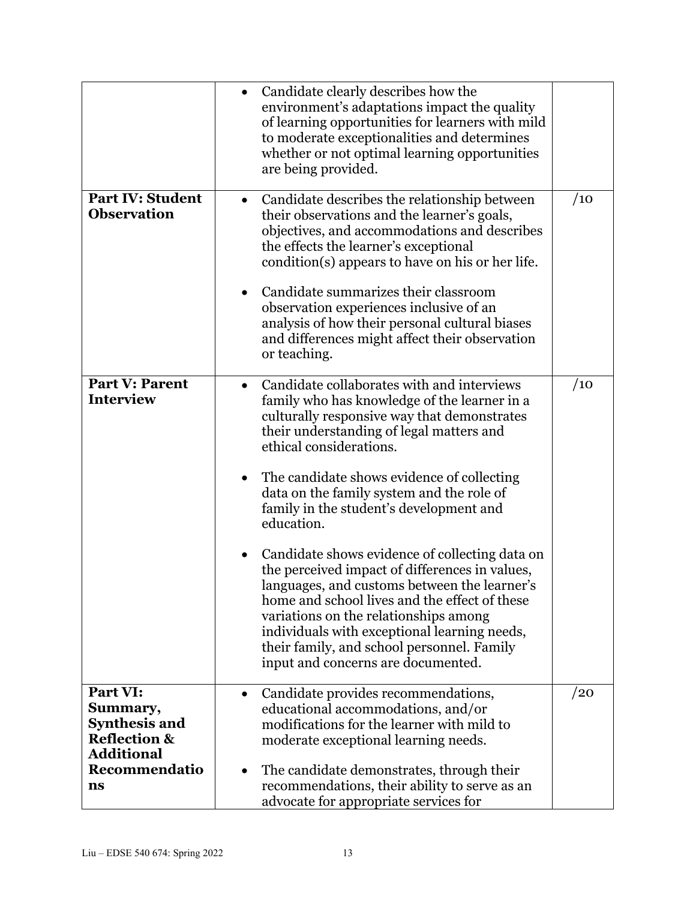| | | |
|---|---|---|
| | • Candidate clearly describes how the environment's adaptations impact the quality of learning opportunities for learners with mild to moderate exceptionalities and determines whether or not optimal learning opportunities are being provided. | |
| **Part IV: Student Observation** | • Candidate describes the relationship between their observations and the learner's goals, objectives, and accommodations and describes the effects the learner's exceptional condition(s) appears to have on his or her life.<br><br>• Candidate summarizes their classroom observation experiences inclusive of an analysis of how their personal cultural biases and differences might affect their observation or teaching. | /10 |
| **Part V: Parent Interview** | • Candidate collaborates with and interviews family who has knowledge of the learner in a culturally responsive way that demonstrates their understanding of legal matters and ethical considerations.<br><br>• The candidate shows evidence of collecting data on the family system and the role of family in the student's development and education.<br><br>• Candidate shows evidence of collecting data on the perceived impact of differences in values, languages, and customs between the learner's home and school lives and the effect of these variations on the relationships among individuals with exceptional learning needs, their family, and school personnel. Family input and concerns are documented. | /10 |
| **Part VI: Summary, Synthesis and Reflection & Additional Recommendations** | • Candidate provides recommendations, educational accommodations, and/or modifications for the learner with mild to moderate exceptional learning needs.<br><br>• The candidate demonstrates, through their recommendations, their ability to serve as an advocate for appropriate services for | /20 |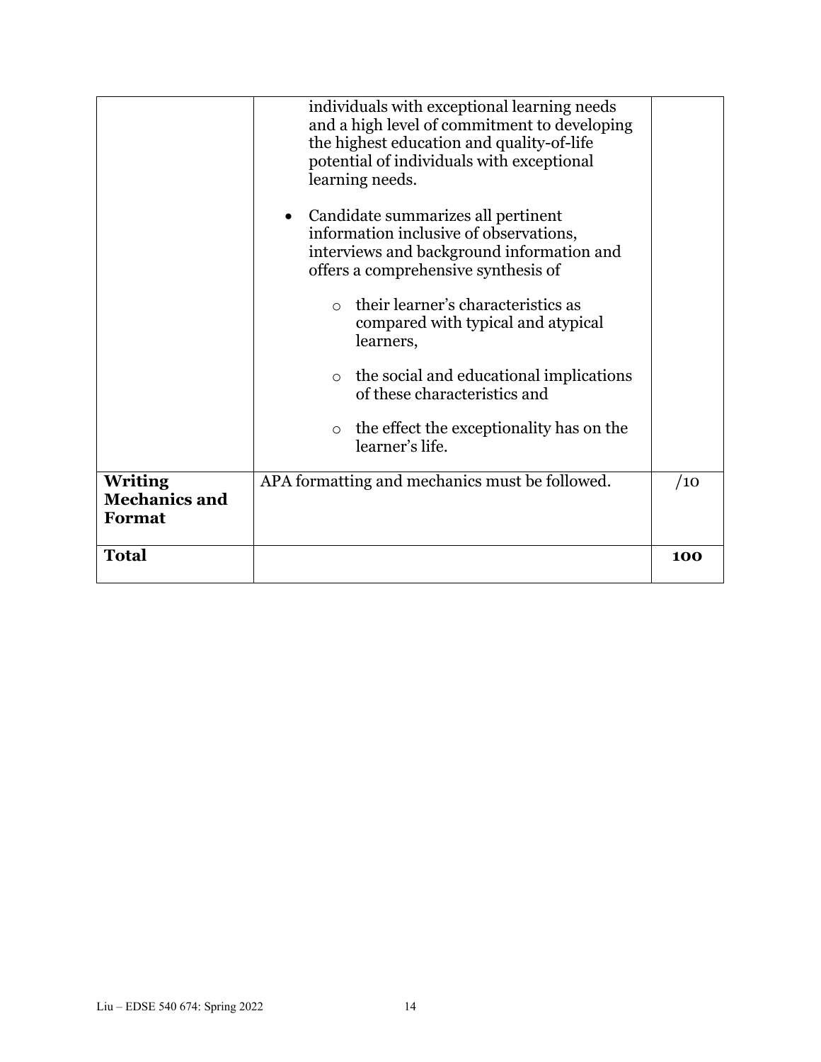| | | |
|---|---|---|
| | individuals with exceptional learning needs and a high level of commitment to developing the highest education and quality-of-life potential of individuals with exceptional learning needs.<br><br>• Candidate summarizes all pertinent information inclusive of observations, interviews and background information and offers a comprehensive synthesis of<br>  ○ their learner's characteristics as compared with typical and atypical learners,<br>  ○ the social and educational implications of these characteristics and<br>  ○ the effect the exceptionality has on the learner's life. | |
| **Writing Mechanics and Format** | APA formatting and mechanics must be followed. | /10 |
| **Total** | | **100** |